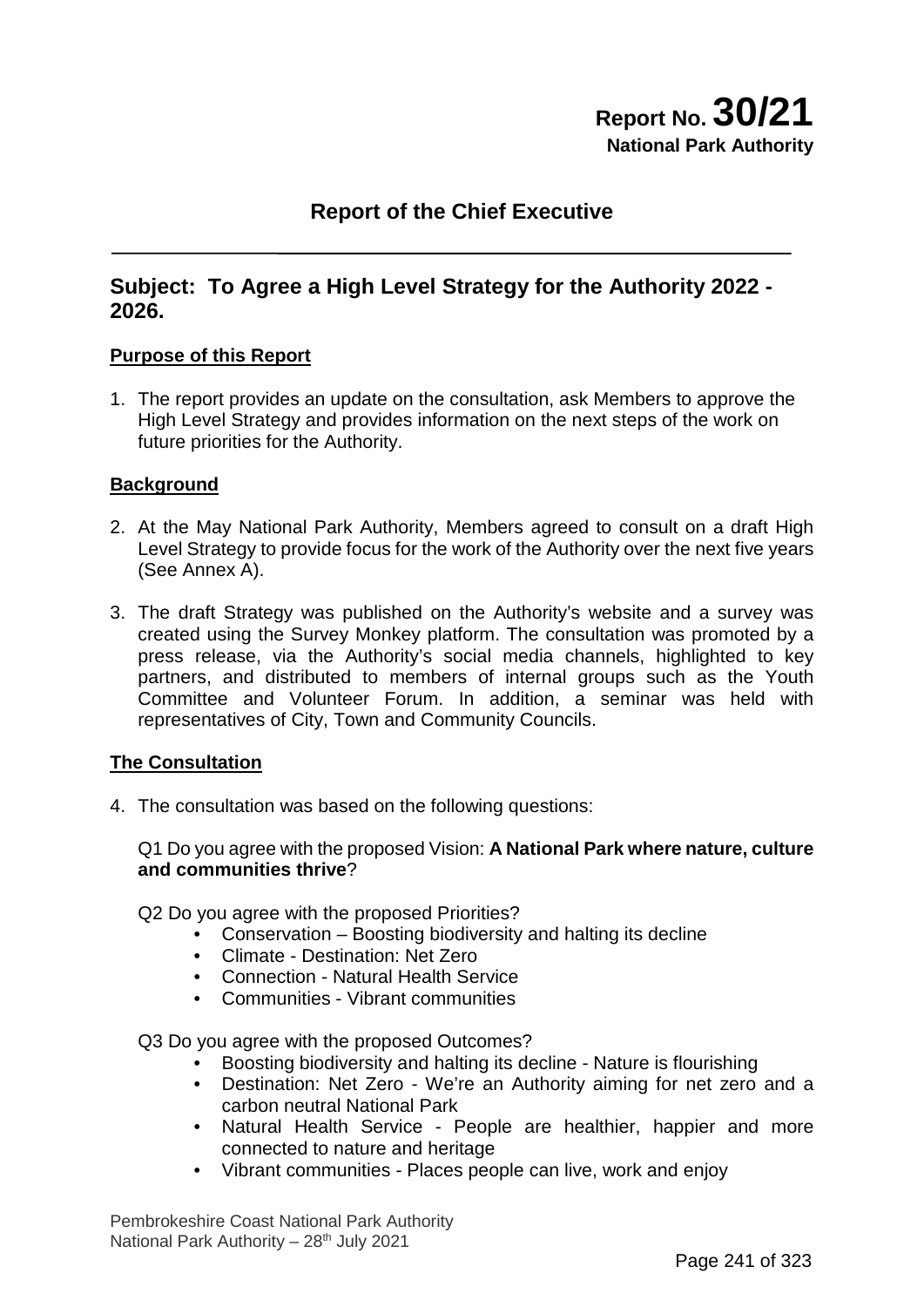**Report No. 30/21**
**National Park Authority**

## Report of the Chief Executive

## Subject: To Agree a High Level Strategy for the Authority 2022 - 2026.

**Purpose of this Report**

1. The report provides an update on the consultation, ask Members to approve the High Level Strategy and provides information on the next steps of the work on future priorities for the Authority.

**Background**

2. At the May National Park Authority, Members agreed to consult on a draft High Level Strategy to provide focus for the work of the Authority over the next five years (See Annex A).

3. The draft Strategy was published on the Authority's website and a survey was created using the Survey Monkey platform. The consultation was promoted by a press release, via the Authority's social media channels, highlighted to key partners, and distributed to members of internal groups such as the Youth Committee and Volunteer Forum. In addition, a seminar was held with representatives of City, Town and Community Councils.

**The Consultation**

4. The consultation was based on the following questions:

   Q1 Do you agree with the proposed Vision: **A National Park where nature, culture and communities thrive**?

   Q2 Do you agree with the proposed Priorities?
   - Conservation – Boosting biodiversity and halting its decline
   - Climate - Destination: Net Zero
   - Connection - Natural Health Service
   - Communities - Vibrant communities

   Q3 Do you agree with the proposed Outcomes?
   - Boosting biodiversity and halting its decline - Nature is flourishing
   - Destination: Net Zero - We're an Authority aiming for net zero and a carbon neutral National Park
   - Natural Health Service - People are healthier, happier and more connected to nature and heritage
   - Vibrant communities - Places people can live, work and enjoy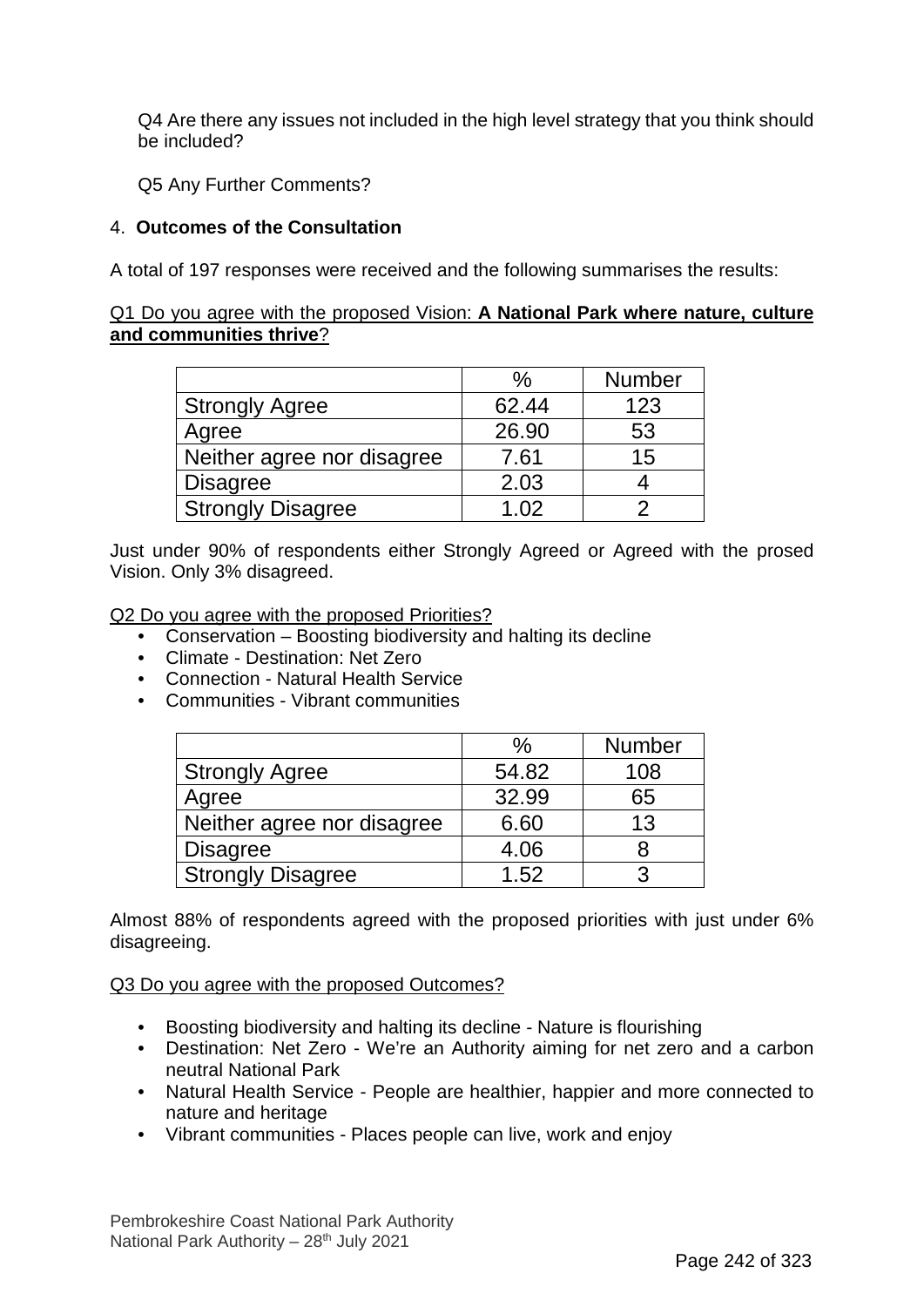Q4 Are there any issues not included in the high level strategy that you think should be included?

Q5 Any Further Comments?

## 4. **Outcomes of the Consultation**

A total of 197 responses were received and the following summarises the results:

Q1 Do you agree with the proposed Vision: **A National Park where nature, culture and communities thrive**?

| | % | Number |
|---|---|---|
| Strongly Agree | 62.44 | 123 |
| Agree | 26.90 | 53 |
| Neither agree nor disagree | 7.61 | 15 |
| Disagree | 2.03 | 4 |
| Strongly Disagree | 1.02 | 2 |

Just under 90% of respondents either Strongly Agreed or Agreed with the prosed Vision. Only 3% disagreed.

Q2 Do you agree with the proposed Priorities?

- Conservation – Boosting biodiversity and halting its decline
- Climate - Destination: Net Zero
- Connection - Natural Health Service
- Communities - Vibrant communities

| | % | Number |
|---|---|---|
| Strongly Agree | 54.82 | 108 |
| Agree | 32.99 | 65 |
| Neither agree nor disagree | 6.60 | 13 |
| Disagree | 4.06 | 8 |
| Strongly Disagree | 1.52 | 3 |

Almost 88% of respondents agreed with the proposed priorities with just under 6% disagreeing.

Q3 Do you agree with the proposed Outcomes?

- Boosting biodiversity and halting its decline - Nature is flourishing
- Destination: Net Zero - We're an Authority aiming for net zero and a carbon neutral National Park
- Natural Health Service - People are healthier, happier and more connected to nature and heritage
- Vibrant communities - Places people can live, work and enjoy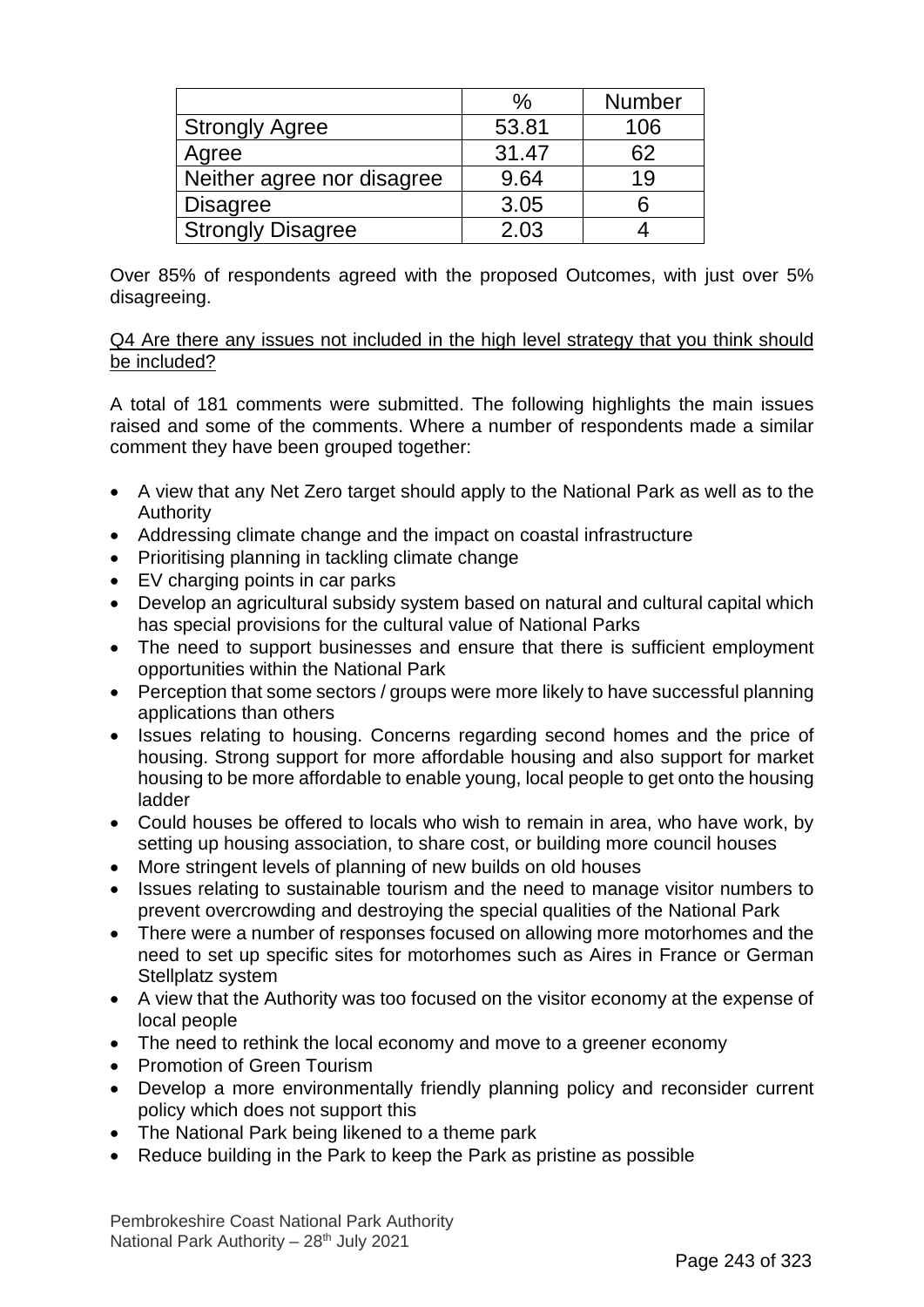| | % | Number |
|---|---|---|
| Strongly Agree | 53.81 | 106 |
| Agree | 31.47 | 62 |
| Neither agree nor disagree | 9.64 | 19 |
| Disagree | 3.05 | 6 |
| Strongly Disagree | 2.03 | 4 |

Over 85% of respondents agreed with the proposed Outcomes, with just over 5% disagreeing.

Q4 Are there any issues not included in the high level strategy that you think should be included?

A total of 181 comments were submitted. The following highlights the main issues raised and some of the comments. Where a number of respondents made a similar comment they have been grouped together:

- A view that any Net Zero target should apply to the National Park as well as to the Authority
- Addressing climate change and the impact on coastal infrastructure
- Prioritising planning in tackling climate change
- EV charging points in car parks
- Develop an agricultural subsidy system based on natural and cultural capital which has special provisions for the cultural value of National Parks
- The need to support businesses and ensure that there is sufficient employment opportunities within the National Park
- Perception that some sectors / groups were more likely to have successful planning applications than others
- Issues relating to housing. Concerns regarding second homes and the price of housing. Strong support for more affordable housing and also support for market housing to be more affordable to enable young, local people to get onto the housing ladder
- Could houses be offered to locals who wish to remain in area, who have work, by setting up housing association, to share cost, or building more council houses
- More stringent levels of planning of new builds on old houses
- Issues relating to sustainable tourism and the need to manage visitor numbers to prevent overcrowding and destroying the special qualities of the National Park
- There were a number of responses focused on allowing more motorhomes and the need to set up specific sites for motorhomes such as Aires in France or German Stellplatz system
- A view that the Authority was too focused on the visitor economy at the expense of local people
- The need to rethink the local economy and move to a greener economy
- Promotion of Green Tourism
- Develop a more environmentally friendly planning policy and reconsider current policy which does not support this
- The National Park being likened to a theme park
- Reduce building in the Park to keep the Park as pristine as possible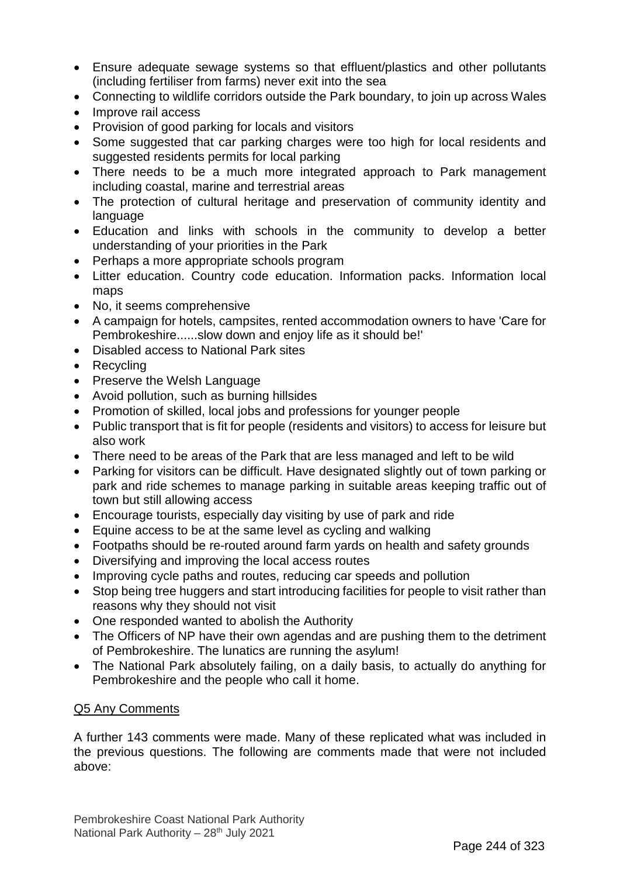- Ensure adequate sewage systems so that effluent/plastics and other pollutants (including fertiliser from farms) never exit into the sea
- Connecting to wildlife corridors outside the Park boundary, to join up across Wales
- Improve rail access
- Provision of good parking for locals and visitors
- Some suggested that car parking charges were too high for local residents and suggested residents permits for local parking
- There needs to be a much more integrated approach to Park management including coastal, marine and terrestrial areas
- The protection of cultural heritage and preservation of community identity and language
- Education and links with schools in the community to develop a better understanding of your priorities in the Park
- Perhaps a more appropriate schools program
- Litter education. Country code education. Information packs. Information local maps
- No, it seems comprehensive
- A campaign for hotels, campsites, rented accommodation owners to have 'Care for Pembrokeshire......slow down and enjoy life as it should be!'
- Disabled access to National Park sites
- Recycling
- Preserve the Welsh Language
- Avoid pollution, such as burning hillsides
- Promotion of skilled, local jobs and professions for younger people
- Public transport that is fit for people (residents and visitors) to access for leisure but also work
- There need to be areas of the Park that are less managed and left to be wild
- Parking for visitors can be difficult. Have designated slightly out of town parking or park and ride schemes to manage parking in suitable areas keeping traffic out of town but still allowing access
- Encourage tourists, especially day visiting by use of park and ride
- Equine access to be at the same level as cycling and walking
- Footpaths should be re-routed around farm yards on health and safety grounds
- Diversifying and improving the local access routes
- Improving cycle paths and routes, reducing car speeds and pollution
- Stop being tree huggers and start introducing facilities for people to visit rather than reasons why they should not visit
- One responded wanted to abolish the Authority
- The Officers of NP have their own agendas and are pushing them to the detriment of Pembrokeshire. The lunatics are running the asylum!
- The National Park absolutely failing, on a daily basis, to actually do anything for Pembrokeshire and the people who call it home.

## Q5 Any Comments

A further 143 comments were made. Many of these replicated what was included in the previous questions. The following are comments made that were not included above: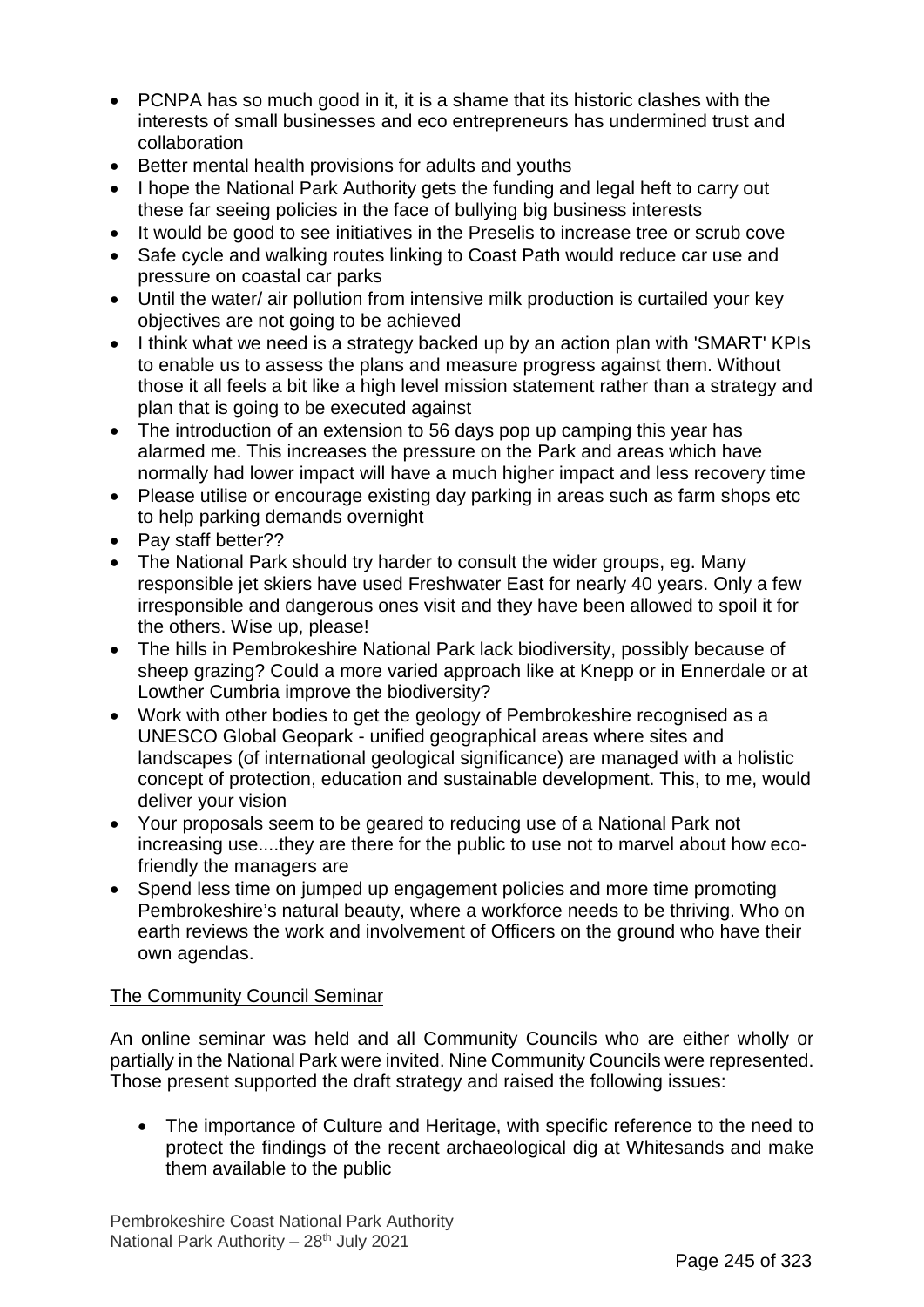- PCNPA has so much good in it, it is a shame that its historic clashes with the interests of small businesses and eco entrepreneurs has undermined trust and collaboration
- Better mental health provisions for adults and youths
- I hope the National Park Authority gets the funding and legal heft to carry out these far seeing policies in the face of bullying big business interests
- It would be good to see initiatives in the Preselis to increase tree or scrub cove
- Safe cycle and walking routes linking to Coast Path would reduce car use and pressure on coastal car parks
- Until the water/ air pollution from intensive milk production is curtailed your key objectives are not going to be achieved
- I think what we need is a strategy backed up by an action plan with 'SMART' KPIs to enable us to assess the plans and measure progress against them. Without those it all feels a bit like a high level mission statement rather than a strategy and plan that is going to be executed against
- The introduction of an extension to 56 days pop up camping this year has alarmed me. This increases the pressure on the Park and areas which have normally had lower impact will have a much higher impact and less recovery time
- Please utilise or encourage existing day parking in areas such as farm shops etc to help parking demands overnight
- Pay staff better??
- The National Park should try harder to consult the wider groups, eg. Many responsible jet skiers have used Freshwater East for nearly 40 years. Only a few irresponsible and dangerous ones visit and they have been allowed to spoil it for the others. Wise up, please!
- The hills in Pembrokeshire National Park lack biodiversity, possibly because of sheep grazing? Could a more varied approach like at Knepp or in Ennerdale or at Lowther Cumbria improve the biodiversity?
- Work with other bodies to get the geology of Pembrokeshire recognised as a UNESCO Global Geopark - unified geographical areas where sites and landscapes (of international geological significance) are managed with a holistic concept of protection, education and sustainable development. This, to me, would deliver your vision
- Your proposals seem to be geared to reducing use of a National Park not increasing use....they are there for the public to use not to marvel about how eco-friendly the managers are
- Spend less time on jumped up engagement policies and more time promoting Pembrokeshire's natural beauty, where a workforce needs to be thriving. Who on earth reviews the work and involvement of Officers on the ground who have their own agendas.

## The Community Council Seminar

An online seminar was held and all Community Councils who are either wholly or partially in the National Park were invited. Nine Community Councils were represented. Those present supported the draft strategy and raised the following issues:

- The importance of Culture and Heritage, with specific reference to the need to protect the findings of the recent archaeological dig at Whitesands and make them available to the public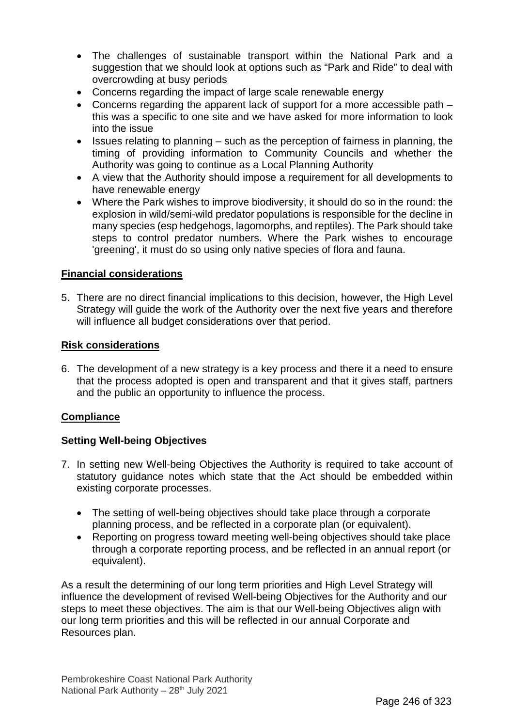- The challenges of sustainable transport within the National Park and a suggestion that we should look at options such as "Park and Ride" to deal with overcrowding at busy periods
- Concerns regarding the impact of large scale renewable energy
- Concerns regarding the apparent lack of support for a more accessible path – this was a specific to one site and we have asked for more information to look into the issue
- Issues relating to planning – such as the perception of fairness in planning, the timing of providing information to Community Councils and whether the Authority was going to continue as a Local Planning Authority
- A view that the Authority should impose a requirement for all developments to have renewable energy
- Where the Park wishes to improve biodiversity, it should do so in the round: the explosion in wild/semi-wild predator populations is responsible for the decline in many species (esp hedgehogs, lagomorphs, and reptiles). The Park should take steps to control predator numbers. Where the Park wishes to encourage 'greening', it must do so using only native species of flora and fauna.

**Financial considerations**

5. There are no direct financial implications to this decision, however, the High Level Strategy will guide the work of the Authority over the next five years and therefore will influence all budget considerations over that period.

**Risk considerations**

6. The development of a new strategy is a key process and there it a need to ensure that the process adopted is open and transparent and that it gives staff, partners and the public an opportunity to influence the process.

**Compliance**

**Setting Well-being Objectives**

7. In setting new Well-being Objectives the Authority is required to take account of statutory guidance notes which state that the Act should be embedded within existing corporate processes.

   - The setting of well-being objectives should take place through a corporate planning process, and be reflected in a corporate plan (or equivalent).
   - Reporting on progress toward meeting well-being objectives should take place through a corporate reporting process, and be reflected in an annual report (or equivalent).

As a result the determining of our long term priorities and High Level Strategy will influence the development of revised Well-being Objectives for the Authority and our steps to meet these objectives. The aim is that our Well-being Objectives align with our long term priorities and this will be reflected in our annual Corporate and Resources plan.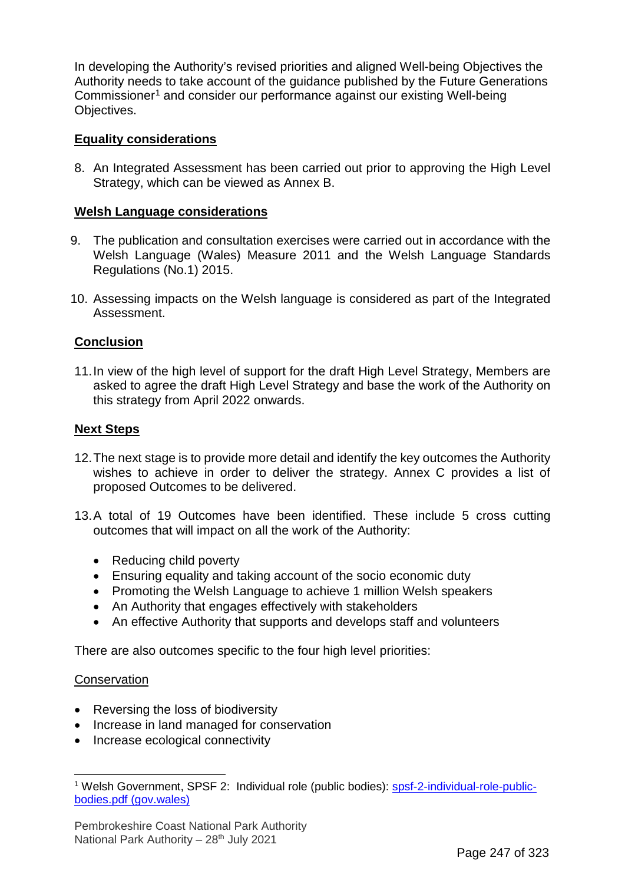In developing the Authority's revised priorities and aligned Well-being Objectives the Authority needs to take account of the guidance published by the Future Generations Commissioner[1] and consider our performance against our existing Well-being Objectives.

**Equality considerations**

8. An Integrated Assessment has been carried out prior to approving the High Level Strategy, which can be viewed as Annex B.

**Welsh Language considerations**

9. The publication and consultation exercises were carried out in accordance with the Welsh Language (Wales) Measure 2011 and the Welsh Language Standards Regulations (No.1) 2015.

10. Assessing impacts on the Welsh language is considered as part of the Integrated Assessment.

**Conclusion**

11. In view of the high level of support for the draft High Level Strategy, Members are asked to agree the draft High Level Strategy and base the work of the Authority on this strategy from April 2022 onwards.

**Next Steps**

12. The next stage is to provide more detail and identify the key outcomes the Authority wishes to achieve in order to deliver the strategy. Annex C provides a list of proposed Outcomes to be delivered.

13. A total of 19 Outcomes have been identified. These include 5 cross cutting outcomes that will impact on all the work of the Authority:

   - Reducing child poverty
   - Ensuring equality and taking account of the socio economic duty
   - Promoting the Welsh Language to achieve 1 million Welsh speakers
   - An Authority that engages effectively with stakeholders
   - An effective Authority that supports and develops staff and volunteers

There are also outcomes specific to the four high level priorities:

Conservation

- Reversing the loss of biodiversity
- Increase in land managed for conservation
- Increase ecological connectivity

[1] Welsh Government, SPSF 2: Individual role (public bodies): [spsf-2-individual-role-public-bodies.pdf (gov.wales)](spsf-2-individual-role-public-bodies.pdf (gov.wales))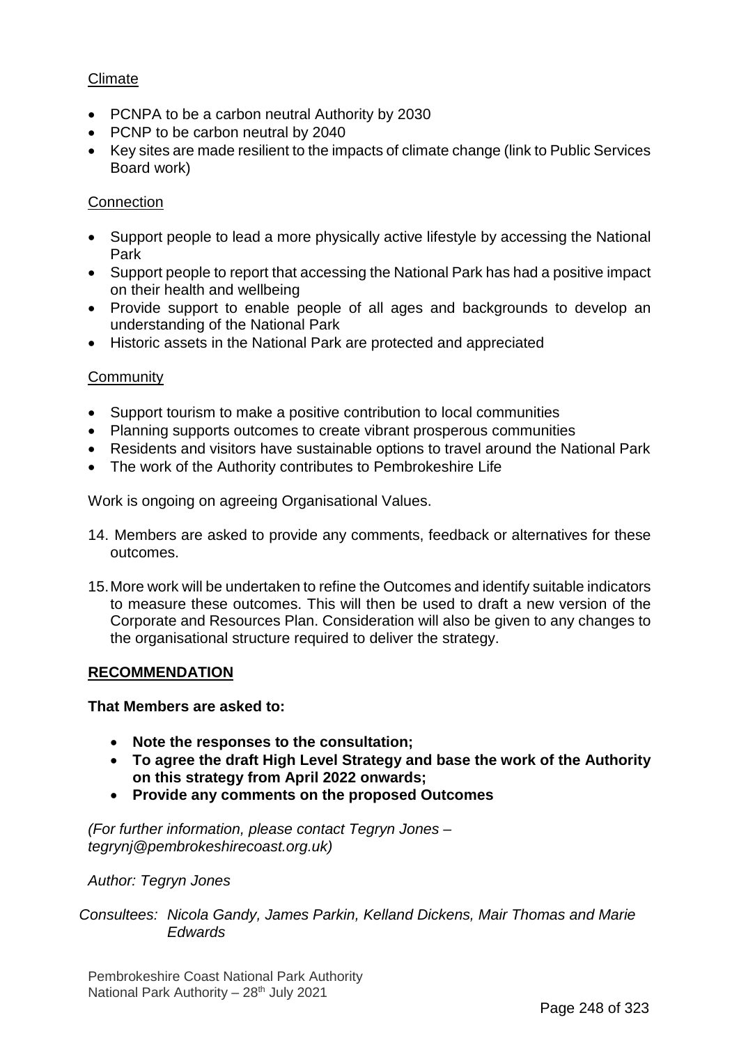<u>Climate</u>

- PCNPA to be a carbon neutral Authority by 2030
- PCNP to be carbon neutral by 2040
- Key sites are made resilient to the impacts of climate change (link to Public Services Board work)

<u>Connection</u>

- Support people to lead a more physically active lifestyle by accessing the National Park
- Support people to report that accessing the National Park has had a positive impact on their health and wellbeing
- Provide support to enable people of all ages and backgrounds to develop an understanding of the National Park
- Historic assets in the National Park are protected and appreciated

<u>Community</u>

- Support tourism to make a positive contribution to local communities
- Planning supports outcomes to create vibrant prosperous communities
- Residents and visitors have sustainable options to travel around the National Park
- The work of the Authority contributes to Pembrokeshire Life

Work is ongoing on agreeing Organisational Values.

14. Members are asked to provide any comments, feedback or alternatives for these outcomes.

15. More work will be undertaken to refine the Outcomes and identify suitable indicators to measure these outcomes. This will then be used to draft a new version of the Corporate and Resources Plan. Consideration will also be given to any changes to the organisational structure required to deliver the strategy.

**<u>RECOMMENDATION</u>**

**That Members are asked to:**

- **Note the responses to the consultation;**
- **To agree the draft High Level Strategy and base the work of the Authority on this strategy from April 2022 onwards;**
- **Provide any comments on the proposed Outcomes**

*(For further information, please contact Tegryn Jones – tegrynj@pembrokeshirecoast.org.uk)*

*Author: Tegryn Jones*

*Consultees: Nicola Gandy, James Parkin, Kelland Dickens, Mair Thomas and Marie Edwards*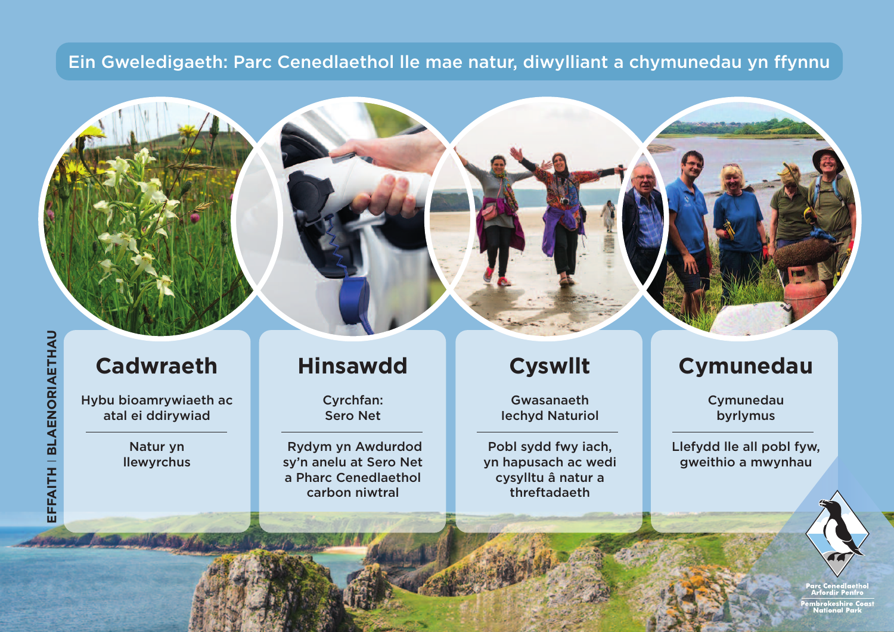## Ein Gweledigaeth: Parc Cenedlaethol lle mae natur, diwylliant a chymunedau yn ffynnu

**EFFAITH | BLAENORIAETHAU**

### Cadwraeth

Hybu bioamrywiaeth ac atal ei ddirywiad

Natur yn llewyrchus

### Hinsawdd

Cyrchfan: Sero Net

Rydym yn Awdurdod sy'n anelu at Sero Net a Pharc Cenedlaethol carbon niwtral

### Cyswllt

Gwasanaeth Iechyd Naturiol

Pobl sydd fwy iach, yn hapusach ac wedi cysylltu â natur a threftadaeth

### Cymunedau

Cymunedau byrlymus

Llefydd lle all pobl fyw, gweithio a mwynhau

Parc Cenedlaethol Arfordir Penfro
Pembrokeshire Coast National Park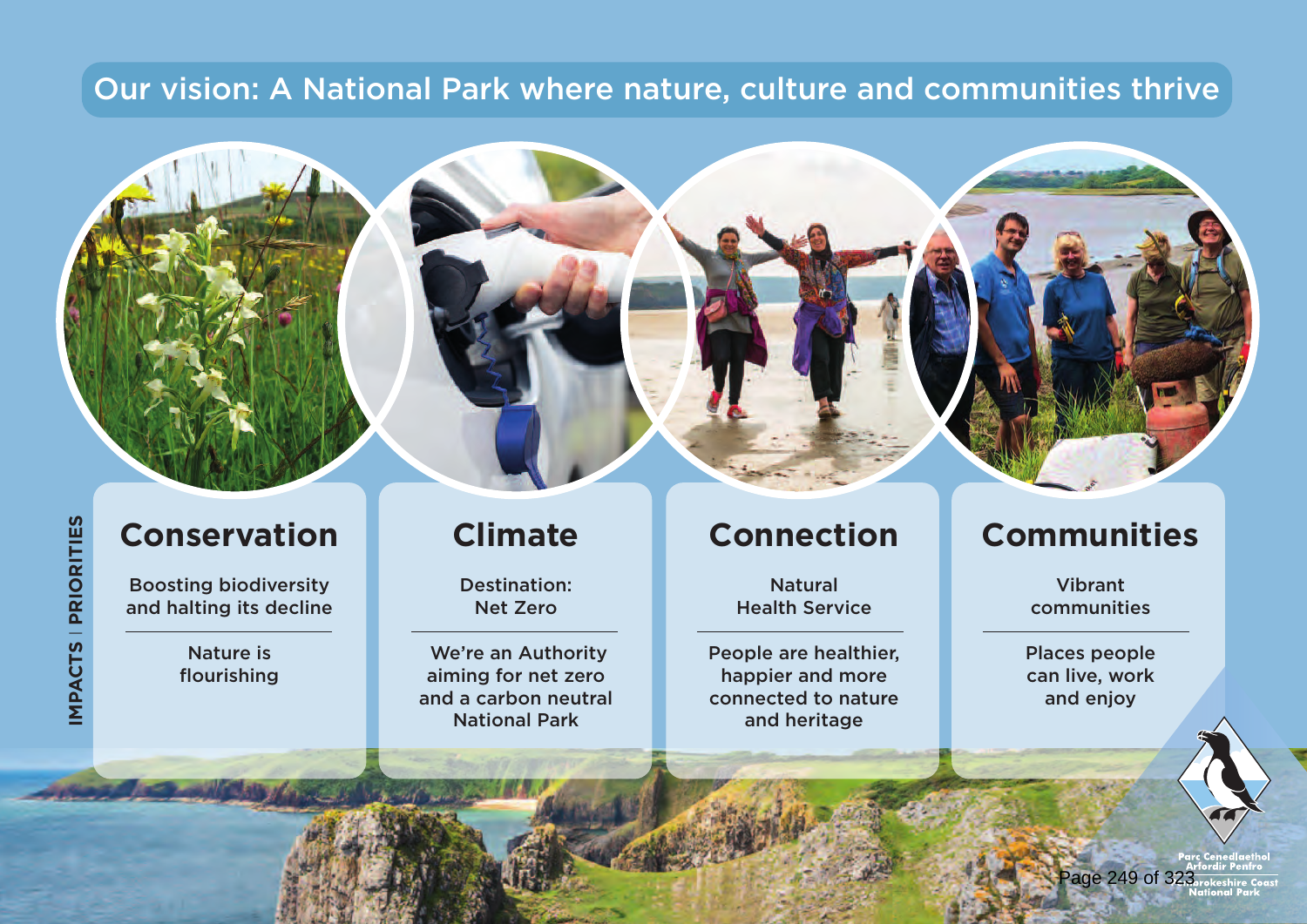# Our vision: A National Park where nature, culture and communities thrive

**IMPACTS | PRIORITIES**

## Conservation

Boosting biodiversity and halting its decline

Nature is flourishing

## Climate

Destination: Net Zero

We're an Authority aiming for net zero and a carbon neutral National Park

## Connection

Natural Health Service

People are healthier, happier and more connected to nature and heritage

## Communities

Vibrant communities

Places people can live, work and enjoy

Parc Cenedlaethol Arfordir Penfro
Pembrokeshire Coast National Park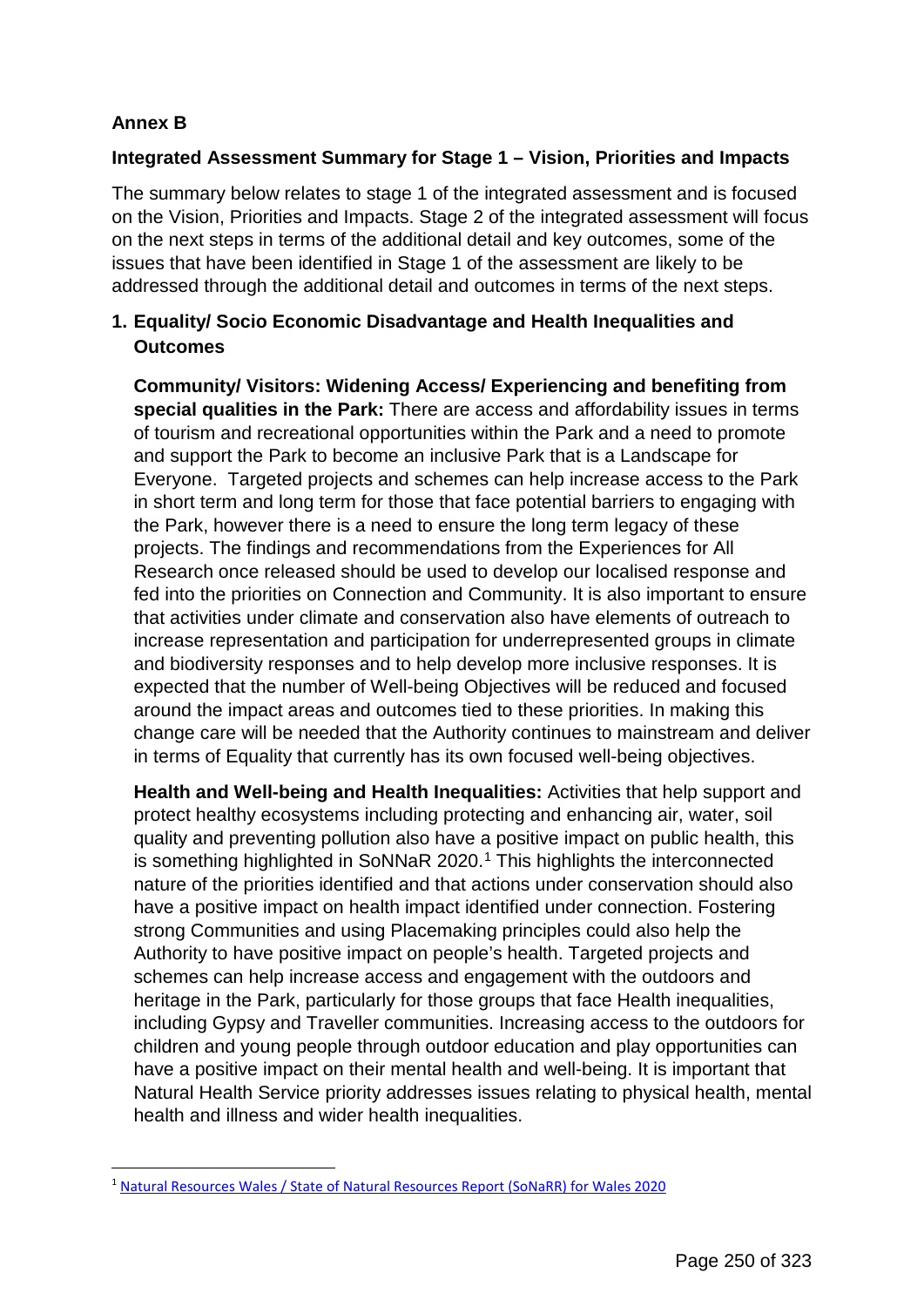**Annex B**

**Integrated Assessment Summary for Stage 1 – Vision, Priorities and Impacts**

The summary below relates to stage 1 of the integrated assessment and is focused on the Vision, Priorities and Impacts. Stage 2 of the integrated assessment will focus on the next steps in terms of the additional detail and key outcomes, some of the issues that have been identified in Stage 1 of the assessment are likely to be addressed through the additional detail and outcomes in terms of the next steps.

**1. Equality/ Socio Economic Disadvantage and Health Inequalities and Outcomes**

**Community/ Visitors: Widening Access/ Experiencing and benefiting from special qualities in the Park:** There are access and affordability issues in terms of tourism and recreational opportunities within the Park and a need to promote and support the Park to become an inclusive Park that is a Landscape for Everyone. Targeted projects and schemes can help increase access to the Park in short term and long term for those that face potential barriers to engaging with the Park, however there is a need to ensure the long term legacy of these projects. The findings and recommendations from the Experiences for All Research once released should be used to develop our localised response and fed into the priorities on Connection and Community. It is also important to ensure that activities under climate and conservation also have elements of outreach to increase representation and participation for underrepresented groups in climate and biodiversity responses and to help develop more inclusive responses. It is expected that the number of Well-being Objectives will be reduced and focused around the impact areas and outcomes tied to these priorities. In making this change care will be needed that the Authority continues to mainstream and deliver in terms of Equality that currently has its own focused well-being objectives.

**Health and Well-being and Health Inequalities:** Activities that help support and protect healthy ecosystems including protecting and enhancing air, water, soil quality and preventing pollution also have a positive impact on public health, this is something highlighted in SoNNaR 2020.[1] This highlights the interconnected nature of the priorities identified and that actions under conservation should also have a positive impact on health impact identified under connection. Fostering strong Communities and using Placemaking principles could also help the Authority to have positive impact on people's health. Targeted projects and schemes can help increase access and engagement with the outdoors and heritage in the Park, particularly for those groups that face Health inequalities, including Gypsy and Traveller communities. Increasing access to the outdoors for children and young people through outdoor education and play opportunities can have a positive impact on their mental health and well-being. It is important that Natural Health Service priority addresses issues relating to physical health, mental health and illness and wider health inequalities.

[1] Natural Resources Wales / State of Natural Resources Report (SoNaRR) for Wales 2020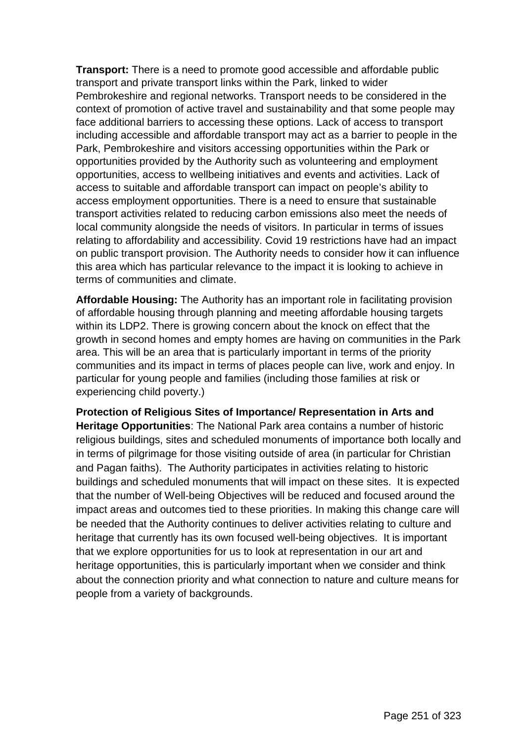**Transport:** There is a need to promote good accessible and affordable public transport and private transport links within the Park, linked to wider Pembrokeshire and regional networks. Transport needs to be considered in the context of promotion of active travel and sustainability and that some people may face additional barriers to accessing these options. Lack of access to transport including accessible and affordable transport may act as a barrier to people in the Park, Pembrokeshire and visitors accessing opportunities within the Park or opportunities provided by the Authority such as volunteering and employment opportunities, access to wellbeing initiatives and events and activities. Lack of access to suitable and affordable transport can impact on people's ability to access employment opportunities. There is a need to ensure that sustainable transport activities related to reducing carbon emissions also meet the needs of local community alongside the needs of visitors. In particular in terms of issues relating to affordability and accessibility. Covid 19 restrictions have had an impact on public transport provision. The Authority needs to consider how it can influence this area which has particular relevance to the impact it is looking to achieve in terms of communities and climate.

**Affordable Housing:** The Authority has an important role in facilitating provision of affordable housing through planning and meeting affordable housing targets within its LDP2. There is growing concern about the knock on effect that the growth in second homes and empty homes are having on communities in the Park area. This will be an area that is particularly important in terms of the priority communities and its impact in terms of places people can live, work and enjoy. In particular for young people and families (including those families at risk or experiencing child poverty.)

**Protection of Religious Sites of Importance/ Representation in Arts and Heritage Opportunities**: The National Park area contains a number of historic religious buildings, sites and scheduled monuments of importance both locally and in terms of pilgrimage for those visiting outside of area (in particular for Christian and Pagan faiths). The Authority participates in activities relating to historic buildings and scheduled monuments that will impact on these sites. It is expected that the number of Well-being Objectives will be reduced and focused around the impact areas and outcomes tied to these priorities. In making this change care will be needed that the Authority continues to deliver activities relating to culture and heritage that currently has its own focused well-being objectives. It is important that we explore opportunities for us to look at representation in our art and heritage opportunities, this is particularly important when we consider and think about the connection priority and what connection to nature and culture means for people from a variety of backgrounds.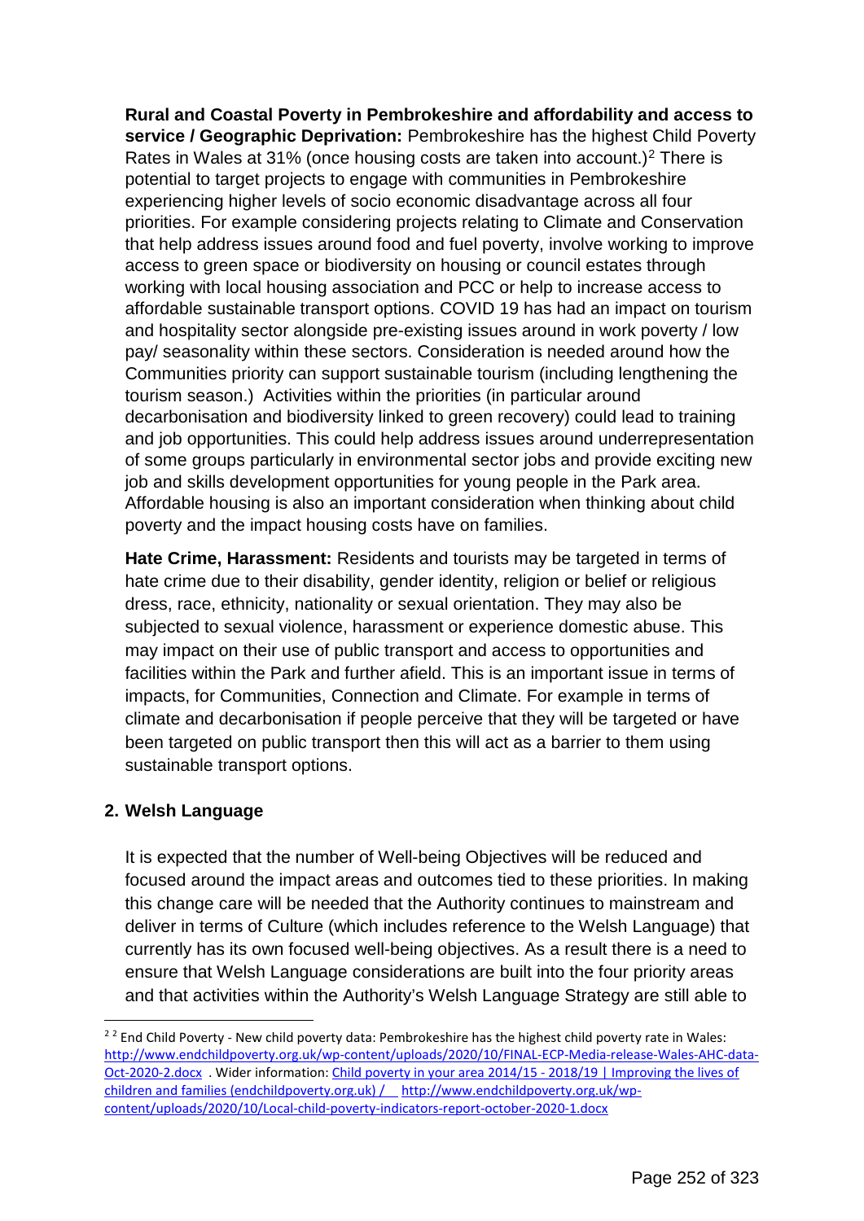**Rural and Coastal Poverty in Pembrokeshire and affordability and access to service / Geographic Deprivation:** Pembrokeshire has the highest Child Poverty Rates in Wales at 31% (once housing costs are taken into account.)[2] There is potential to target projects to engage with communities in Pembrokeshire experiencing higher levels of socio economic disadvantage across all four priorities. For example considering projects relating to Climate and Conservation that help address issues around food and fuel poverty, involve working to improve access to green space or biodiversity on housing or council estates through working with local housing association and PCC or help to increase access to affordable sustainable transport options. COVID 19 has had an impact on tourism and hospitality sector alongside pre-existing issues around in work poverty / low pay/ seasonality within these sectors. Consideration is needed around how the Communities priority can support sustainable tourism (including lengthening the tourism season.) Activities within the priorities (in particular around decarbonisation and biodiversity linked to green recovery) could lead to training and job opportunities. This could help address issues around underrepresentation of some groups particularly in environmental sector jobs and provide exciting new job and skills development opportunities for young people in the Park area. Affordable housing is also an important consideration when thinking about child poverty and the impact housing costs have on families.

**Hate Crime, Harassment:** Residents and tourists may be targeted in terms of hate crime due to their disability, gender identity, religion or belief or religious dress, race, ethnicity, nationality or sexual orientation. They may also be subjected to sexual violence, harassment or experience domestic abuse. This may impact on their use of public transport and access to opportunities and facilities within the Park and further afield. This is an important issue in terms of impacts, for Communities, Connection and Climate. For example in terms of climate and decarbonisation if people perceive that they will be targeted or have been targeted on public transport then this will act as a barrier to them using sustainable transport options.

## 2. Welsh Language

It is expected that the number of Well-being Objectives will be reduced and focused around the impact areas and outcomes tied to these priorities. In making this change care will be needed that the Authority continues to mainstream and deliver in terms of Culture (which includes reference to the Welsh Language) that currently has its own focused well-being objectives. As a result there is a need to ensure that Welsh Language considerations are built into the four priority areas and that activities within the Authority's Welsh Language Strategy are still able to

---

[2] End Child Poverty - New child poverty data: Pembrokeshire has the highest child poverty rate in Wales: http://www.endchildpoverty.org.uk/wp-content/uploads/2020/10/FINAL-ECP-Media-release-Wales-AHC-data-Oct-2020-2.docx . Wider information: Child poverty in your area 2014/15 - 2018/19 | Improving the lives of children and families (endchildpoverty.org.uk) / http://www.endchildpoverty.org.uk/wp-content/uploads/2020/10/Local-child-poverty-indicators-report-october-2020-1.docx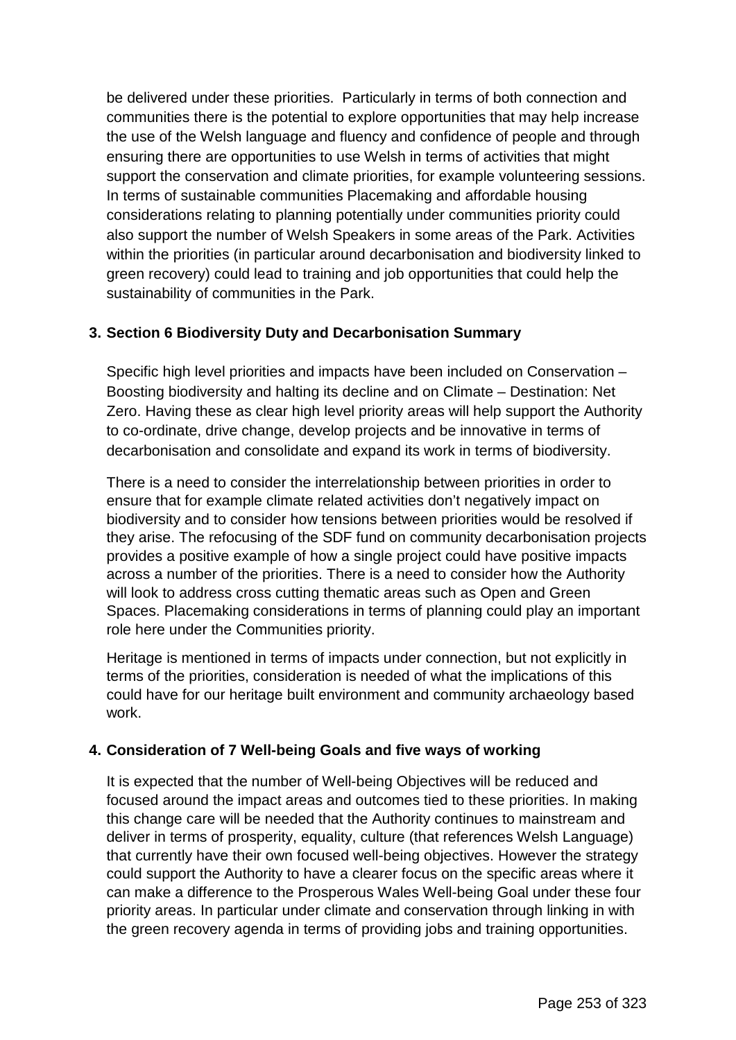be delivered under these priorities. Particularly in terms of both connection and communities there is the potential to explore opportunities that may help increase the use of the Welsh language and fluency and confidence of people and through ensuring there are opportunities to use Welsh in terms of activities that might support the conservation and climate priorities, for example volunteering sessions. In terms of sustainable communities Placemaking and affordable housing considerations relating to planning potentially under communities priority could also support the number of Welsh Speakers in some areas of the Park. Activities within the priorities (in particular around decarbonisation and biodiversity linked to green recovery) could lead to training and job opportunities that could help the sustainability of communities in the Park.

## 3. Section 6 Biodiversity Duty and Decarbonisation Summary

Specific high level priorities and impacts have been included on Conservation – Boosting biodiversity and halting its decline and on Climate – Destination: Net Zero. Having these as clear high level priority areas will help support the Authority to co-ordinate, drive change, develop projects and be innovative in terms of decarbonisation and consolidate and expand its work in terms of biodiversity.

There is a need to consider the interrelationship between priorities in order to ensure that for example climate related activities don't negatively impact on biodiversity and to consider how tensions between priorities would be resolved if they arise. The refocusing of the SDF fund on community decarbonisation projects provides a positive example of how a single project could have positive impacts across a number of the priorities. There is a need to consider how the Authority will look to address cross cutting thematic areas such as Open and Green Spaces. Placemaking considerations in terms of planning could play an important role here under the Communities priority.

Heritage is mentioned in terms of impacts under connection, but not explicitly in terms of the priorities, consideration is needed of what the implications of this could have for our heritage built environment and community archaeology based work.

## 4. Consideration of 7 Well-being Goals and five ways of working

It is expected that the number of Well-being Objectives will be reduced and focused around the impact areas and outcomes tied to these priorities. In making this change care will be needed that the Authority continues to mainstream and deliver in terms of prosperity, equality, culture (that references Welsh Language) that currently have their own focused well-being objectives. However the strategy could support the Authority to have a clearer focus on the specific areas where it can make a difference to the Prosperous Wales Well-being Goal under these four priority areas. In particular under climate and conservation through linking in with the green recovery agenda in terms of providing jobs and training opportunities.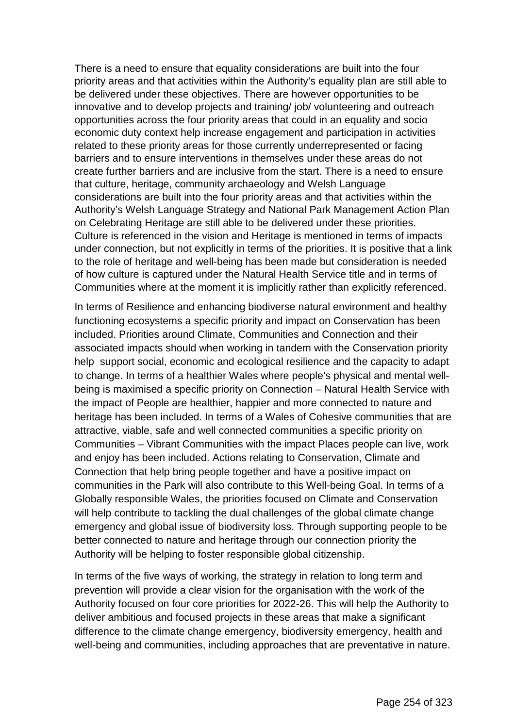There is a need to ensure that equality considerations are built into the four priority areas and that activities within the Authority's equality plan are still able to be delivered under these objectives. There are however opportunities to be innovative and to develop projects and training/ job/ volunteering and outreach opportunities across the four priority areas that could in an equality and socio economic duty context help increase engagement and participation in activities related to these priority areas for those currently underrepresented or facing barriers and to ensure interventions in themselves under these areas do not create further barriers and are inclusive from the start. There is a need to ensure that culture, heritage, community archaeology and Welsh Language considerations are built into the four priority areas and that activities within the Authority's Welsh Language Strategy and National Park Management Action Plan on Celebrating Heritage are still able to be delivered under these priorities. Culture is referenced in the vision and Heritage is mentioned in terms of impacts under connection, but not explicitly in terms of the priorities. It is positive that a link to the role of heritage and well-being has been made but consideration is needed of how culture is captured under the Natural Health Service title and in terms of Communities where at the moment it is implicitly rather than explicitly referenced.

In terms of Resilience and enhancing biodiverse natural environment and healthy functioning ecosystems a specific priority and impact on Conservation has been included. Priorities around Climate, Communities and Connection and their associated impacts should when working in tandem with the Conservation priority help support social, economic and ecological resilience and the capacity to adapt to change. In terms of a healthier Wales where people's physical and mental well-being is maximised a specific priority on Connection – Natural Health Service with the impact of People are healthier, happier and more connected to nature and heritage has been included. In terms of a Wales of Cohesive communities that are attractive, viable, safe and well connected communities a specific priority on Communities – Vibrant Communities with the impact Places people can live, work and enjoy has been included. Actions relating to Conservation, Climate and Connection that help bring people together and have a positive impact on communities in the Park will also contribute to this Well-being Goal. In terms of a Globally responsible Wales, the priorities focused on Climate and Conservation will help contribute to tackling the dual challenges of the global climate change emergency and global issue of biodiversity loss. Through supporting people to be better connected to nature and heritage through our connection priority the Authority will be helping to foster responsible global citizenship.

In terms of the five ways of working, the strategy in relation to long term and prevention will provide a clear vision for the organisation with the work of the Authority focused on four core priorities for 2022-26. This will help the Authority to deliver ambitious and focused projects in these areas that make a significant difference to the climate change emergency, biodiversity emergency, health and well-being and communities, including approaches that are preventative in nature.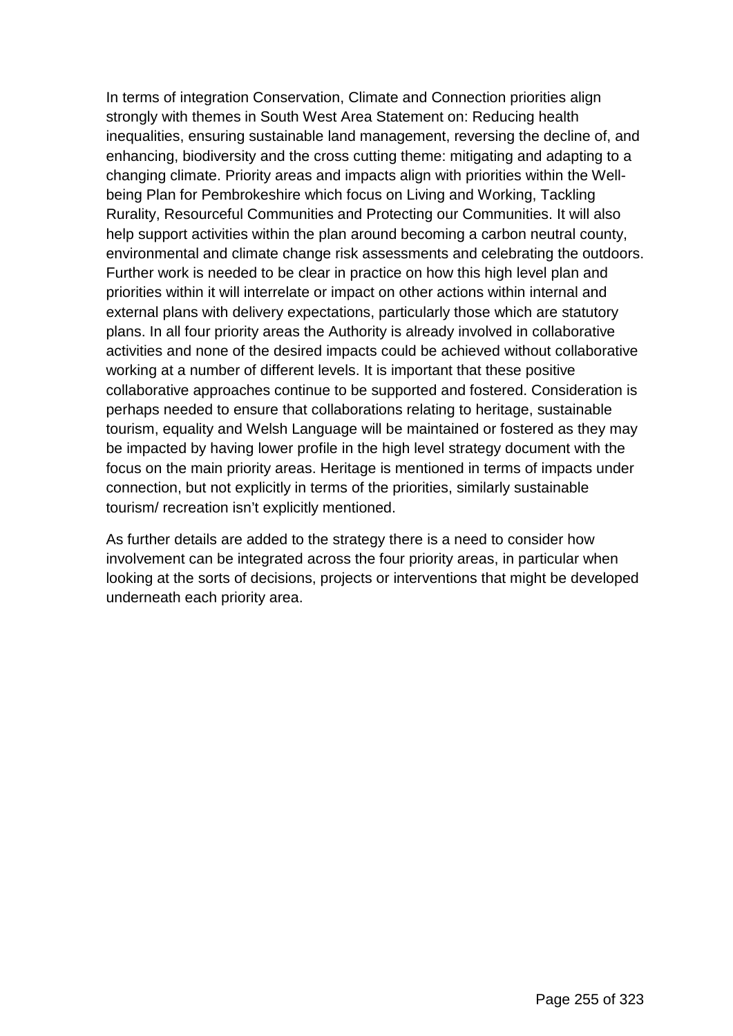In terms of integration Conservation, Climate and Connection priorities align strongly with themes in South West Area Statement on: Reducing health inequalities, ensuring sustainable land management, reversing the decline of, and enhancing, biodiversity and the cross cutting theme: mitigating and adapting to a changing climate. Priority areas and impacts align with priorities within the Well-being Plan for Pembrokeshire which focus on Living and Working, Tackling Rurality, Resourceful Communities and Protecting our Communities. It will also help support activities within the plan around becoming a carbon neutral county, environmental and climate change risk assessments and celebrating the outdoors. Further work is needed to be clear in practice on how this high level plan and priorities within it will interrelate or impact on other actions within internal and external plans with delivery expectations, particularly those which are statutory plans. In all four priority areas the Authority is already involved in collaborative activities and none of the desired impacts could be achieved without collaborative working at a number of different levels. It is important that these positive collaborative approaches continue to be supported and fostered. Consideration is perhaps needed to ensure that collaborations relating to heritage, sustainable tourism, equality and Welsh Language will be maintained or fostered as they may be impacted by having lower profile in the high level strategy document with the focus on the main priority areas. Heritage is mentioned in terms of impacts under connection, but not explicitly in terms of the priorities, similarly sustainable tourism/ recreation isn't explicitly mentioned.

As further details are added to the strategy there is a need to consider how involvement can be integrated across the four priority areas, in particular when looking at the sorts of decisions, projects or interventions that might be developed underneath each priority area.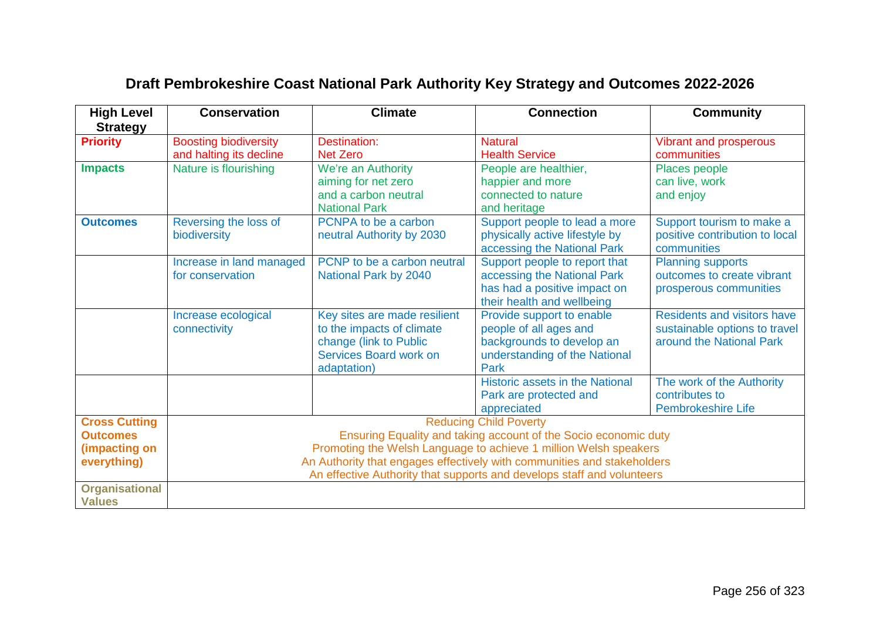# Draft Pembrokeshire Coast National Park Authority Key Strategy and Outcomes 2022-2026

| High Level Strategy | Conservation | Climate | Connection | Community |
|---|---|---|---|---|
| **Priority** | Boosting biodiversity and halting its decline | Destination: Net Zero | Natural Health Service | Vibrant and prosperous communities |
| **Impacts** | Nature is flourishing | We're an Authority aiming for net zero and a carbon neutral National Park | People are healthier, happier and more connected to nature and heritage | Places people can live, work and enjoy |
| **Outcomes** | Reversing the loss of biodiversity | PCNPA to be a carbon neutral Authority by 2030 | Support people to lead a more physically active lifestyle by accessing the National Park | Support tourism to make a positive contribution to local communities |
| | Increase in land managed for conservation | PCNP to be a carbon neutral National Park by 2040 | Support people to report that accessing the National Park has had a positive impact on their health and wellbeing | Planning supports outcomes to create vibrant prosperous communities |
| | Increase ecological connectivity | Key sites are made resilient to the impacts of climate change (link to Public Services Board work on adaptation) | Provide support to enable people of all ages and backgrounds to develop an understanding of the National Park | Residents and visitors have sustainable options to travel around the National Park |
| | | | Historic assets in the National Park are protected and appreciated | The work of the Authority contributes to Pembrokeshire Life |
| **Cross Cutting Outcomes (impacting on everything)** | Reducing Child Poverty<br>Ensuring Equality and taking account of the Socio economic duty<br>Promoting the Welsh Language to achieve 1 million Welsh speakers<br>An Authority that engages effectively with communities and stakeholders<br>An effective Authority that supports and develops staff and volunteers | | | |
| **Organisational Values** | | | | |